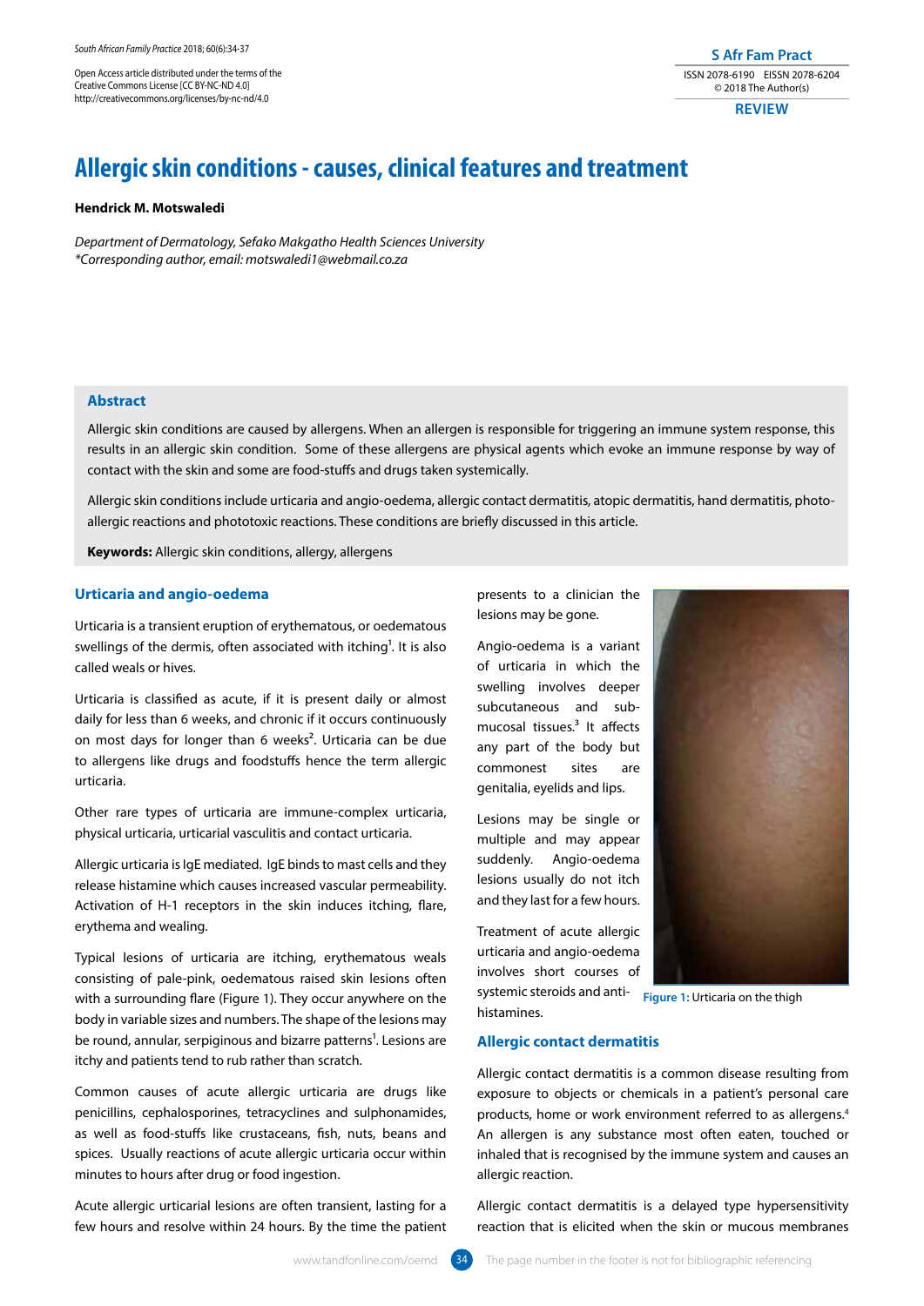Open Access article distributed under the terms of the Creative Commons License [CC BY-NC-ND 4.0] http://creativecommons.org/licenses/by-nc-nd/4.0

S Afr Fam Pract
ISSN 2078-6190 EISSN 2078-6204
© 2018 The Author(s)

REVIEW

# Allergic skin conditions - causes, clinical features and treatment

**Hendrick M. Motswaledi**

*Department of Dermatology, Sefako Makgatho Health Sciences University*
*\*Corresponding author, email: motswaledi1@webmail.co.za*

## Abstract

Allergic skin conditions are caused by allergens. When an allergen is responsible for triggering an immune system response, this results in an allergic skin condition. Some of these allergens are physical agents which evoke an immune response by way of contact with the skin and some are food-stuffs and drugs taken systemically.

Allergic skin conditions include urticaria and angio-oedema, allergic contact dermatitis, atopic dermatitis, hand dermatitis, photo-allergic reactions and phototoxic reactions. These conditions are briefly discussed in this article.

**Keywords:** Allergic skin conditions, allergy, allergens

## Urticaria and angio-oedema

Urticaria is a transient eruption of erythematous, or oedematous swellings of the dermis, often associated with itching[1]. It is also called weals or hives.

Urticaria is classified as acute, if it is present daily or almost daily for less than 6 weeks, and chronic if it occurs continuously on most days for longer than 6 weeks[2]. Urticaria can be due to allergens like drugs and foodstuffs hence the term allergic urticaria.

Other rare types of urticaria are immune-complex urticaria, physical urticaria, urticarial vasculitis and contact urticaria.

Allergic urticaria is IgE mediated. IgE binds to mast cells and they release histamine which causes increased vascular permeability. Activation of H-1 receptors in the skin induces itching, flare, erythema and wealing.

Typical lesions of urticaria are itching, erythematous weals consisting of pale-pink, oedematous raised skin lesions often with a surrounding flare (Figure 1). They occur anywhere on the body in variable sizes and numbers. The shape of the lesions may be round, annular, serpiginous and bizarre patterns[1]. Lesions are itchy and patients tend to rub rather than scratch.

Common causes of acute allergic urticaria are drugs like penicillins, cephalosporines, tetracyclines and sulphonamides, as well as food-stuffs like crustaceans, fish, nuts, beans and spices. Usually reactions of acute allergic urticaria occur within minutes to hours after drug or food ingestion.

Acute allergic urticarial lesions are often transient, lasting for a few hours and resolve within 24 hours. By the time the patient presents to a clinician the lesions may be gone.

Angio-oedema is a variant of urticaria in which the swelling involves deeper subcutaneous and sub-mucosal tissues.[3] It affects any part of the body but commonest sites are genitalia, eyelids and lips.

Lesions may be single or multiple and may appear suddenly. Angio-oedema lesions usually do not itch and they last for a few hours.

Treatment of acute allergic urticaria and angio-oedema involves short courses of systemic steroids and anti-histamines.

**Figure 1:** Urticaria on the thigh

## Allergic contact dermatitis

Allergic contact dermatitis is a common disease resulting from exposure to objects or chemicals in a patient's personal care products, home or work environment referred to as allergens.[4] An allergen is any substance most often eaten, touched or inhaled that is recognised by the immune system and causes an allergic reaction.

Allergic contact dermatitis is a delayed type hypersensitivity reaction that is elicited when the skin or mucous membranes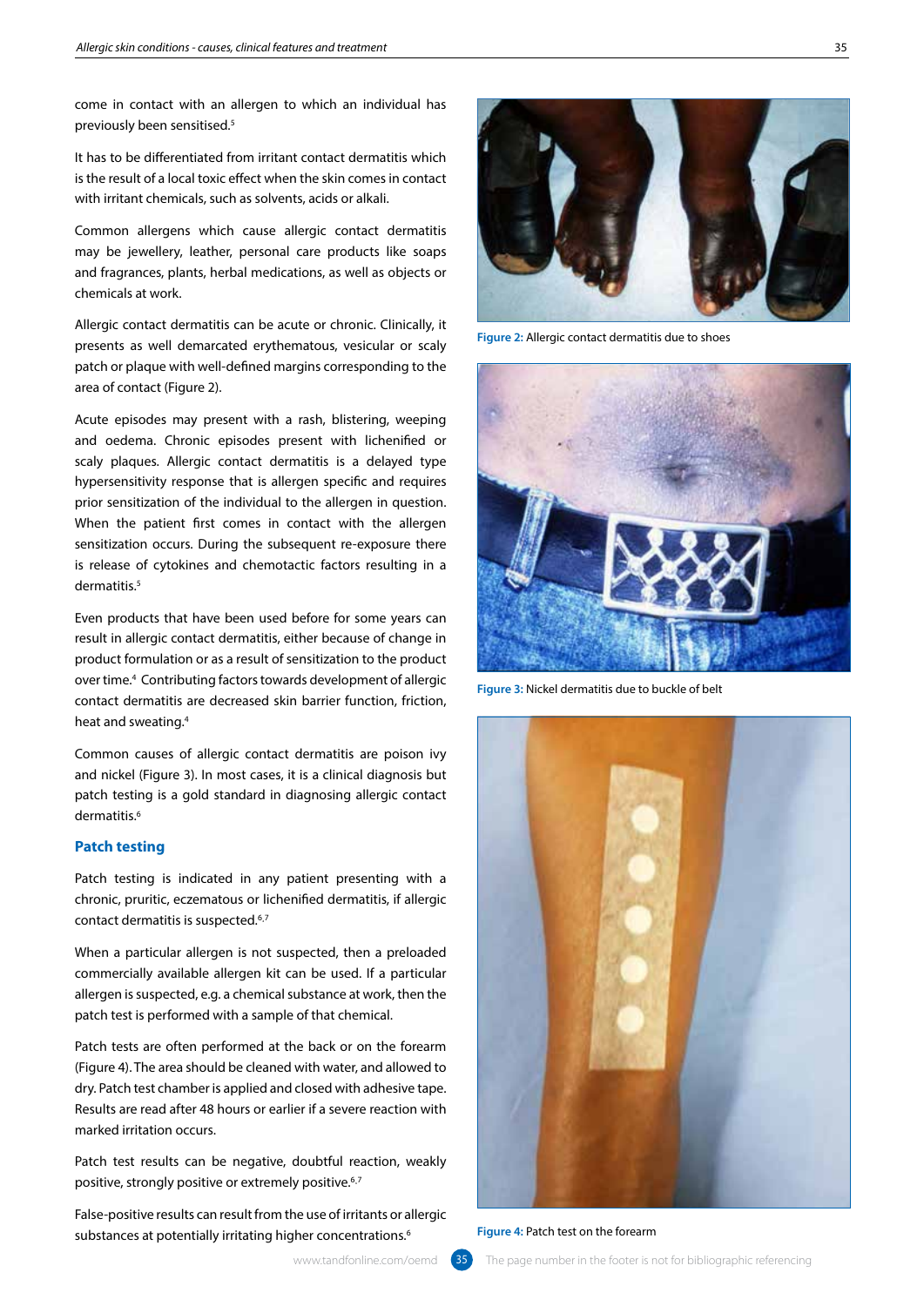come in contact with an allergen to which an individual has previously been sensitised.[5]

It has to be differentiated from irritant contact dermatitis which is the result of a local toxic effect when the skin comes in contact with irritant chemicals, such as solvents, acids or alkali.

Common allergens which cause allergic contact dermatitis may be jewellery, leather, personal care products like soaps and fragrances, plants, herbal medications, as well as objects or chemicals at work.

Allergic contact dermatitis can be acute or chronic. Clinically, it presents as well demarcated erythematous, vesicular or scaly patch or plaque with well-defined margins corresponding to the area of contact (Figure 2).

Acute episodes may present with a rash, blistering, weeping and oedema. Chronic episodes present with lichenified or scaly plaques. Allergic contact dermatitis is a delayed type hypersensitivity response that is allergen specific and requires prior sensitization of the individual to the allergen in question. When the patient first comes in contact with the allergen sensitization occurs. During the subsequent re-exposure there is release of cytokines and chemotactic factors resulting in a dermatitis.[5]

Even products that have been used before for some years can result in allergic contact dermatitis, either because of change in product formulation or as a result of sensitization to the product over time.[4] Contributing factors towards development of allergic contact dermatitis are decreased skin barrier function, friction, heat and sweating.[4]

Common causes of allergic contact dermatitis are poison ivy and nickel (Figure 3). In most cases, it is a clinical diagnosis but patch testing is a gold standard in diagnosing allergic contact dermatitis.[6]

## Patch testing

Patch testing is indicated in any patient presenting with a chronic, pruritic, eczematous or lichenified dermatitis, if allergic contact dermatitis is suspected.[6,7]

When a particular allergen is not suspected, then a preloaded commercially available allergen kit can be used. If a particular allergen is suspected, e.g. a chemical substance at work, then the patch test is performed with a sample of that chemical.

Patch tests are often performed at the back or on the forearm (Figure 4). The area should be cleaned with water, and allowed to dry. Patch test chamber is applied and closed with adhesive tape. Results are read after 48 hours or earlier if a severe reaction with marked irritation occurs.

Patch test results can be negative, doubtful reaction, weakly positive, strongly positive or extremely positive.[6,7]

False-positive results can result from the use of irritants or allergic substances at potentially irritating higher concentrations.[6]

**Figure 2:** Allergic contact dermatitis due to shoes

**Figure 3:** Nickel dermatitis due to buckle of belt

**Figure 4:** Patch test on the forearm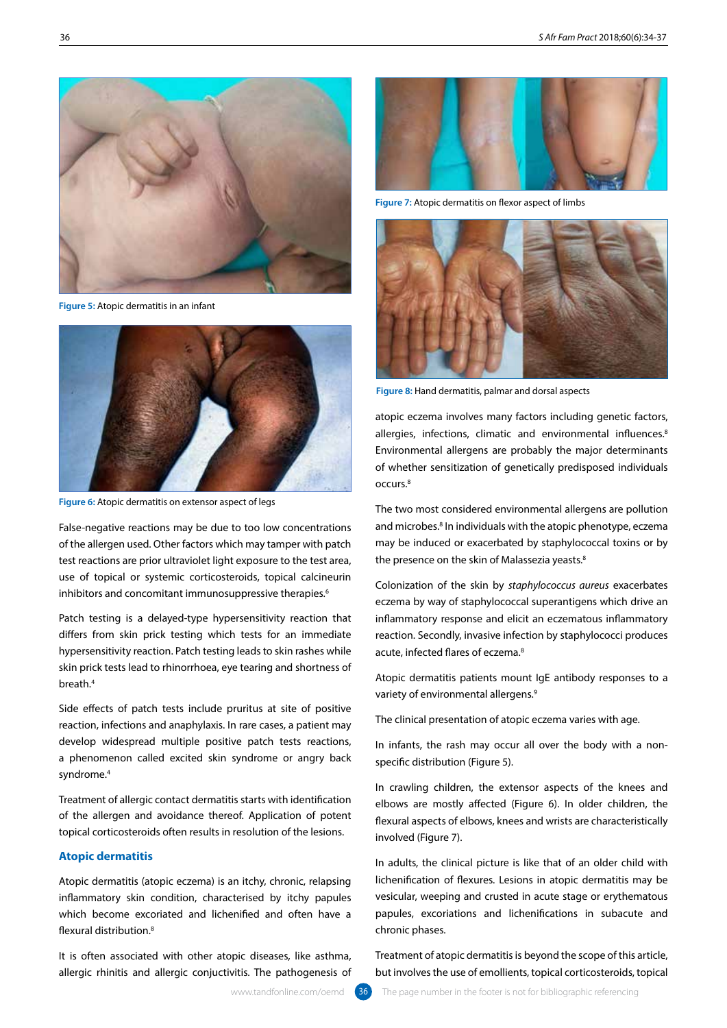Figure 5: Atopic dermatitis in an infant

Figure 6: Atopic dermatitis on extensor aspect of legs

False-negative reactions may be due to too low concentrations of the allergen used. Other factors which may tamper with patch test reactions are prior ultraviolet light exposure to the test area, use of topical or systemic corticosteroids, topical calcineurin inhibitors and concomitant immunosuppressive therapies.[6]

Patch testing is a delayed-type hypersensitivity reaction that differs from skin prick testing which tests for an immediate hypersensitivity reaction. Patch testing leads to skin rashes while skin prick tests lead to rhinorrhoea, eye tearing and shortness of breath.[4]

Side effects of patch tests include pruritus at site of positive reaction, infections and anaphylaxis. In rare cases, a patient may develop widespread multiple positive patch tests reactions, a phenomenon called excited skin syndrome or angry back syndrome.[4]

Treatment of allergic contact dermatitis starts with identification of the allergen and avoidance thereof. Application of potent topical corticosteroids often results in resolution of the lesions.

## Atopic dermatitis

Atopic dermatitis (atopic eczema) is an itchy, chronic, relapsing inflammatory skin condition, characterised by itchy papules which become excoriated and lichenified and often have a flexural distribution.[8]

It is often associated with other atopic diseases, like asthma, allergic rhinitis and allergic conjuctivitis. The pathogenesis of atopic eczema involves many factors including genetic factors, allergies, infections, climatic and environmental influences.[8] Environmental allergens are probably the major determinants of whether sensitization of genetically predisposed individuals occurs.[8]

Figure 7: Atopic dermatitis on flexor aspect of limbs

Figure 8: Hand dermatitis, palmar and dorsal aspects

The two most considered environmental allergens are pollution and microbes.[8] In individuals with the atopic phenotype, eczema may be induced or exacerbated by staphylococcal toxins or by the presence on the skin of Malassezia yeasts.[8]

Colonization of the skin by *staphylococcus aureus* exacerbates eczema by way of staphylococcal superantigens which drive an inflammatory response and elicit an eczematous inflammatory reaction. Secondly, invasive infection by staphylococci produces acute, infected flares of eczema.[8]

Atopic dermatitis patients mount IgE antibody responses to a variety of environmental allergens.[9]

The clinical presentation of atopic eczema varies with age.

In infants, the rash may occur all over the body with a non-specific distribution (Figure 5).

In crawling children, the extensor aspects of the knees and elbows are mostly affected (Figure 6). In older children, the flexural aspects of elbows, knees and wrists are characteristically involved (Figure 7).

In adults, the clinical picture is like that of an older child with lichenification of flexures. Lesions in atopic dermatitis may be vesicular, weeping and crusted in acute stage or erythematous papules, excoriations and lichenifications in subacute and chronic phases.

Treatment of atopic dermatitis is beyond the scope of this article, but involves the use of emollients, topical corticosteroids, topical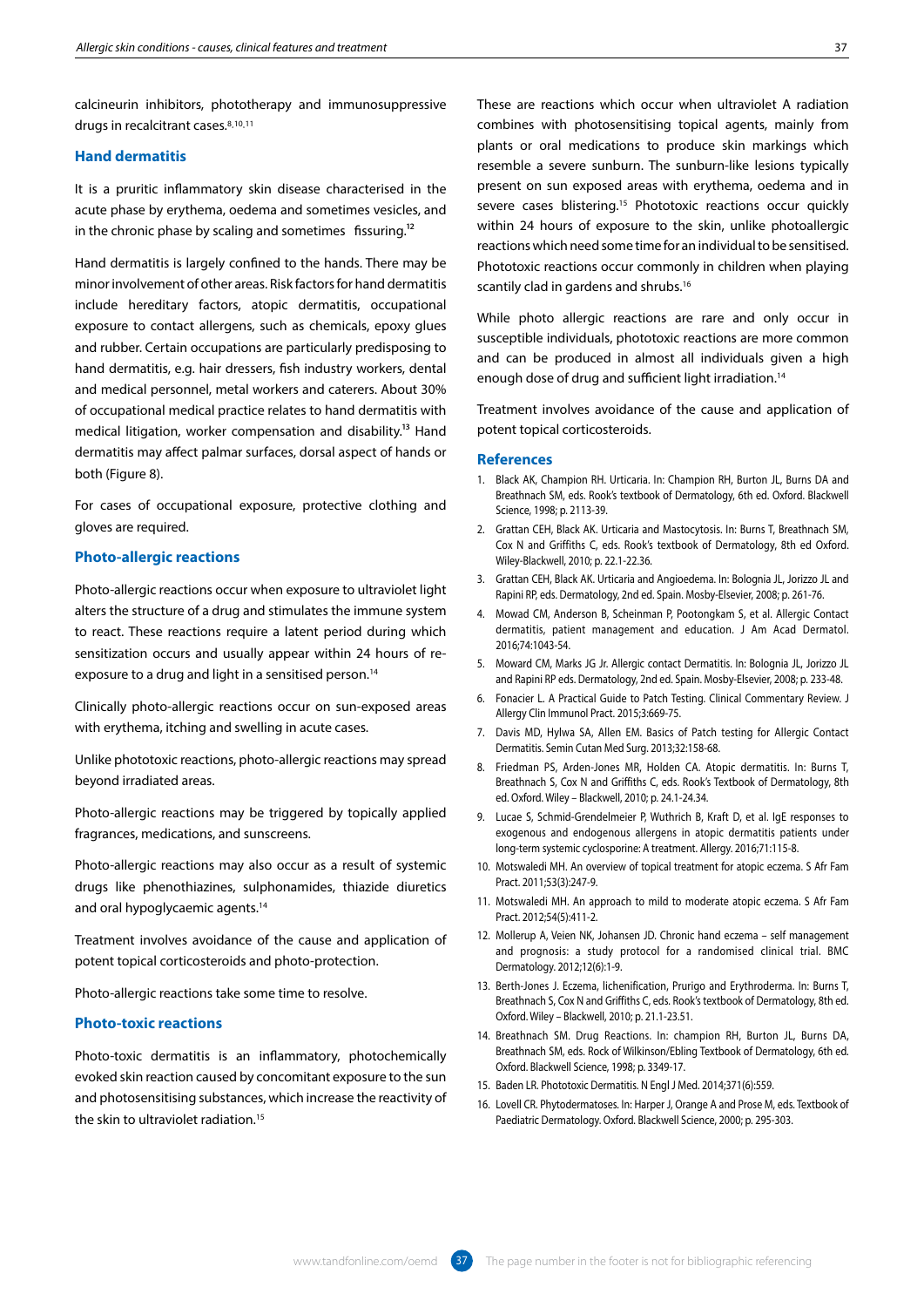calcineurin inhibitors, phototherapy and immunosuppressive drugs in recalcitrant cases.[8,10,11]

### Hand dermatitis

It is a pruritic inflammatory skin disease characterised in the acute phase by erythema, oedema and sometimes vesicles, and in the chronic phase by scaling and sometimes fissuring.[12]

Hand dermatitis is largely confined to the hands. There may be minor involvement of other areas. Risk factors for hand dermatitis include hereditary factors, atopic dermatitis, occupational exposure to contact allergens, such as chemicals, epoxy glues and rubber. Certain occupations are particularly predisposing to hand dermatitis, e.g. hair dressers, fish industry workers, dental and medical personnel, metal workers and caterers. About 30% of occupational medical practice relates to hand dermatitis with medical litigation, worker compensation and disability.[13] Hand dermatitis may affect palmar surfaces, dorsal aspect of hands or both (Figure 8).

For cases of occupational exposure, protective clothing and gloves are required.

### Photo-allergic reactions

Photo-allergic reactions occur when exposure to ultraviolet light alters the structure of a drug and stimulates the immune system to react. These reactions require a latent period during which sensitization occurs and usually appear within 24 hours of re-exposure to a drug and light in a sensitised person.[14]

Clinically photo-allergic reactions occur on sun-exposed areas with erythema, itching and swelling in acute cases.

Unlike phototoxic reactions, photo-allergic reactions may spread beyond irradiated areas.

Photo-allergic reactions may be triggered by topically applied fragrances, medications, and sunscreens.

Photo-allergic reactions may also occur as a result of systemic drugs like phenothiazines, sulphonamides, thiazide diuretics and oral hypoglycaemic agents.[14]

Treatment involves avoidance of the cause and application of potent topical corticosteroids and photo-protection.

Photo-allergic reactions take some time to resolve.

### Photo-toxic reactions

Photo-toxic dermatitis is an inflammatory, photochemically evoked skin reaction caused by concomitant exposure to the sun and photosensitising substances, which increase the reactivity of the skin to ultraviolet radiation.[15]

These are reactions which occur when ultraviolet A radiation combines with photosensitising topical agents, mainly from plants or oral medications to produce skin markings which resemble a severe sunburn. The sunburn-like lesions typically present on sun exposed areas with erythema, oedema and in severe cases blistering.[15] Phototoxic reactions occur quickly within 24 hours of exposure to the skin, unlike photoallergic reactions which need some time for an individual to be sensitised. Phototoxic reactions occur commonly in children when playing scantily clad in gardens and shrubs.[16]

While photo allergic reactions are rare and only occur in susceptible individuals, phototoxic reactions are more common and can be produced in almost all individuals given a high enough dose of drug and sufficient light irradiation.[14]

Treatment involves avoidance of the cause and application of potent topical corticosteroids.

### References

1. Black AK, Champion RH. Urticaria. In: Champion RH, Burton JL, Burns DA and Breathnach SM, eds. Rook's textbook of Dermatology, 6th ed. Oxford. Blackwell Science, 1998; p. 2113-39.
2. Grattan CEH, Black AK. Urticaria and Mastocytosis. In: Burns T, Breathnach SM, Cox N and Griffiths C, eds. Rook's textbook of Dermatology, 8th ed Oxford. Wiley-Blackwell, 2010; p. 22.1-22.36.
3. Grattan CEH, Black AK. Urticaria and Angioedema. In: Bolognia JL, Jorizzo JL and Rapini RP, eds. Dermatology, 2nd ed. Spain. Mosby-Elsevier, 2008; p. 261-76.
4. Mowad CM, Anderson B, Scheinman P, Pootongkam S, et al. Allergic Contact dermatitis, patient management and education. J Am Acad Dermatol. 2016;74:1043-54.
5. Moward CM, Marks JG Jr. Allergic contact Dermatitis. In: Bolognia JL, Jorizzo JL and Rapini RP eds. Dermatology, 2nd ed. Spain. Mosby-Elsevier, 2008; p. 233-48.
6. Fonacier L. A Practical Guide to Patch Testing. Clinical Commentary Review. J Allergy Clin Immunol Pract. 2015;3:669-75.
7. Davis MD, Hylwa SA, Allen EM. Basics of Patch testing for Allergic Contact Dermatitis. Semin Cutan Med Surg. 2013;32:158-68.
8. Friedman PS, Arden-Jones MR, Holden CA. Atopic dermatitis. In: Burns T, Breathnach S, Cox N and Griffiths C, eds. Rook's Textbook of Dermatology, 8th ed. Oxford. Wiley – Blackwell, 2010; p. 24.1-24.34.
9. Lucae S, Schmid-Grendelmeier P, Wuthrich B, Kraft D, et al. IgE responses to exogenous and endogenous allergens in atopic dermatitis patients under long-term systemic cyclosporine: A treatment. Allergy. 2016;71:115-8.
10. Motswaledi MH. An overview of topical treatment for atopic eczema. S Afr Fam Pract. 2011;53(3):247-9.
11. Motswaledi MH. An approach to mild to moderate atopic eczema. S Afr Fam Pract. 2012;54(5):411-2.
12. Mollerup A, Veien NK, Johansen JD. Chronic hand eczema – self management and prognosis: a study protocol for a randomised clinical trial. BMC Dermatology. 2012;12(6):1-9.
13. Berth-Jones J. Eczema, lichenification, Prurigo and Erythroderma. In: Burns T, Breathnach S, Cox N and Griffiths C, eds. Rook's textbook of Dermatology, 8th ed. Oxford. Wiley – Blackwell, 2010; p. 21.1-23.51.
14. Breathnach SM. Drug Reactions. In: champion RH, Burton JL, Burns DA, Breathnach SM, eds. Rock of Wilkinson/Ebling Textbook of Dermatology, 6th ed. Oxford. Blackwell Science, 1998; p. 3349-17.
15. Baden LR. Phototoxic Dermatitis. N Engl J Med. 2014;371(6):559.
16. Lovell CR. Phytodermatoses. In: Harper J, Orange A and Prose M, eds. Textbook of Paediatric Dermatology. Oxford. Blackwell Science, 2000; p. 295-303.